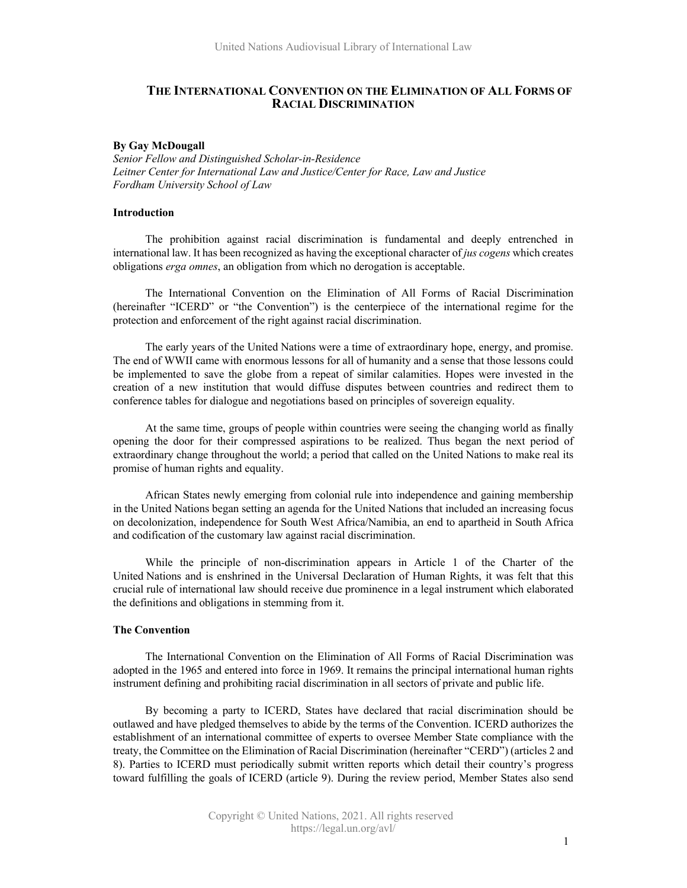# THE INTERNATIONAL CONVENTION ON THE ELIMINATION OF ALL FORMS OF RACIAL DISCRIMINATION

**By Gay McDougall**
*Senior Fellow and Distinguished Scholar-in-Residence*
*Leitner Center for International Law and Justice/Center for Race, Law and Justice*
*Fordham University School of Law*

## Introduction

The prohibition against racial discrimination is fundamental and deeply entrenched in international law. It has been recognized as having the exceptional character of *jus cogens* which creates obligations *erga omnes*, an obligation from which no derogation is acceptable.

The International Convention on the Elimination of All Forms of Racial Discrimination (hereinafter "ICERD" or "the Convention") is the centerpiece of the international regime for the protection and enforcement of the right against racial discrimination.

The early years of the United Nations were a time of extraordinary hope, energy, and promise. The end of WWII came with enormous lessons for all of humanity and a sense that those lessons could be implemented to save the globe from a repeat of similar calamities. Hopes were invested in the creation of a new institution that would diffuse disputes between countries and redirect them to conference tables for dialogue and negotiations based on principles of sovereign equality.

At the same time, groups of people within countries were seeing the changing world as finally opening the door for their compressed aspirations to be realized. Thus began the next period of extraordinary change throughout the world; a period that called on the United Nations to make real its promise of human rights and equality.

African States newly emerging from colonial rule into independence and gaining membership in the United Nations began setting an agenda for the United Nations that included an increasing focus on decolonization, independence for South West Africa/Namibia, an end to apartheid in South Africa and codification of the customary law against racial discrimination.

While the principle of non-discrimination appears in Article 1 of the Charter of the United Nations and is enshrined in the Universal Declaration of Human Rights, it was felt that this crucial rule of international law should receive due prominence in a legal instrument which elaborated the definitions and obligations in stemming from it.

## The Convention

The International Convention on the Elimination of All Forms of Racial Discrimination was adopted in the 1965 and entered into force in 1969. It remains the principal international human rights instrument defining and prohibiting racial discrimination in all sectors of private and public life.

By becoming a party to ICERD, States have declared that racial discrimination should be outlawed and have pledged themselves to abide by the terms of the Convention. ICERD authorizes the establishment of an international committee of experts to oversee Member State compliance with the treaty, the Committee on the Elimination of Racial Discrimination (hereinafter "CERD") (articles 2 and 8). Parties to ICERD must periodically submit written reports which detail their country's progress toward fulfilling the goals of ICERD (article 9). During the review period, Member States also send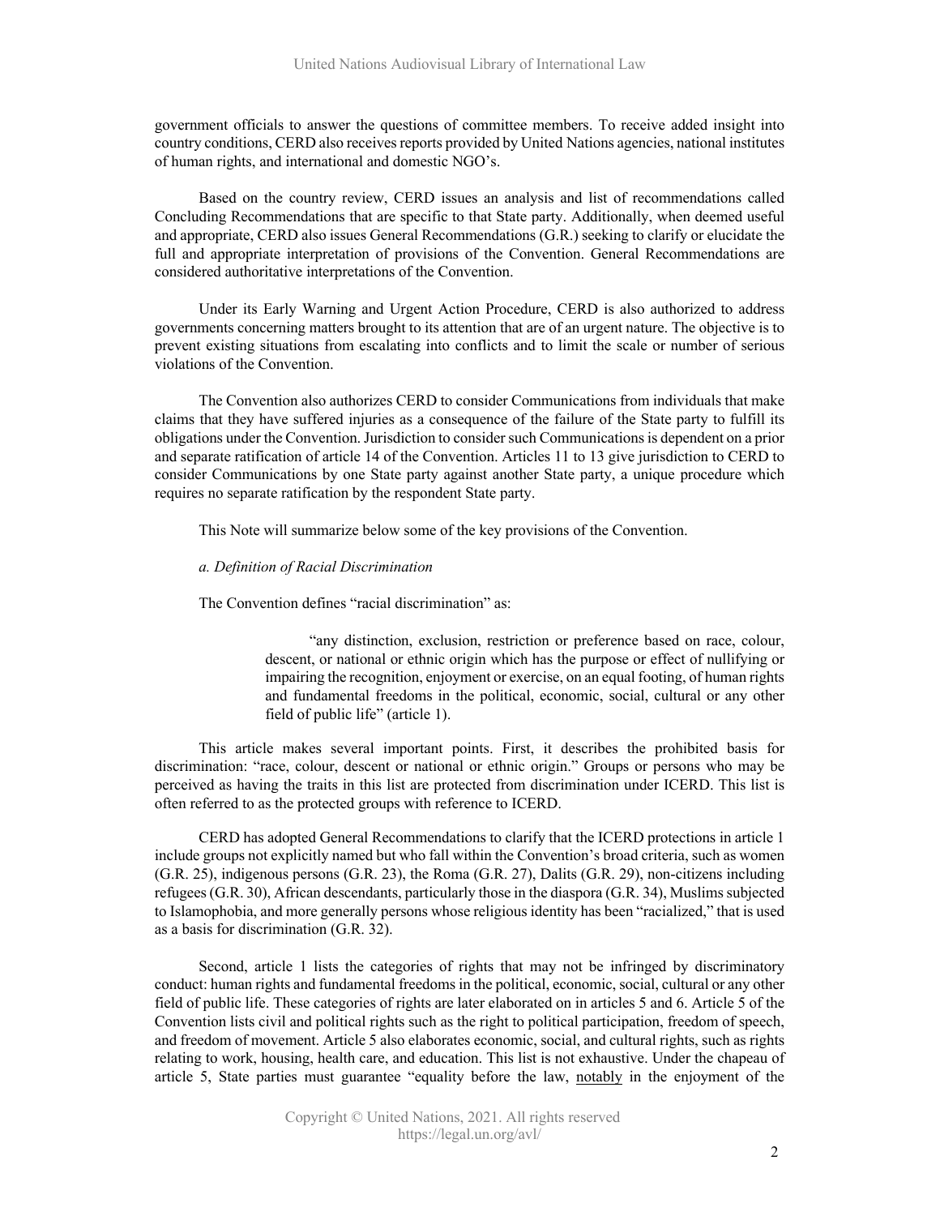government officials to answer the questions of committee members. To receive added insight into country conditions, CERD also receives reports provided by United Nations agencies, national institutes of human rights, and international and domestic NGO's.

Based on the country review, CERD issues an analysis and list of recommendations called Concluding Recommendations that are specific to that State party. Additionally, when deemed useful and appropriate, CERD also issues General Recommendations (G.R.) seeking to clarify or elucidate the full and appropriate interpretation of provisions of the Convention. General Recommendations are considered authoritative interpretations of the Convention.

Under its Early Warning and Urgent Action Procedure, CERD is also authorized to address governments concerning matters brought to its attention that are of an urgent nature. The objective is to prevent existing situations from escalating into conflicts and to limit the scale or number of serious violations of the Convention.

The Convention also authorizes CERD to consider Communications from individuals that make claims that they have suffered injuries as a consequence of the failure of the State party to fulfill its obligations under the Convention. Jurisdiction to consider such Communications is dependent on a prior and separate ratification of article 14 of the Convention. Articles 11 to 13 give jurisdiction to CERD to consider Communications by one State party against another State party, a unique procedure which requires no separate ratification by the respondent State party.

This Note will summarize below some of the key provisions of the Convention.

*a. Definition of Racial Discrimination*

The Convention defines "racial discrimination" as:

> "any distinction, exclusion, restriction or preference based on race, colour, descent, or national or ethnic origin which has the purpose or effect of nullifying or impairing the recognition, enjoyment or exercise, on an equal footing, of human rights and fundamental freedoms in the political, economic, social, cultural or any other field of public life" (article 1).

This article makes several important points. First, it describes the prohibited basis for discrimination: "race, colour, descent or national or ethnic origin." Groups or persons who may be perceived as having the traits in this list are protected from discrimination under ICERD. This list is often referred to as the protected groups with reference to ICERD.

CERD has adopted General Recommendations to clarify that the ICERD protections in article 1 include groups not explicitly named but who fall within the Convention's broad criteria, such as women (G.R. 25), indigenous persons (G.R. 23), the Roma (G.R. 27), Dalits (G.R. 29), non-citizens including refugees (G.R. 30), African descendants, particularly those in the diaspora (G.R. 34), Muslims subjected to Islamophobia, and more generally persons whose religious identity has been "racialized," that is used as a basis for discrimination (G.R. 32).

Second, article 1 lists the categories of rights that may not be infringed by discriminatory conduct: human rights and fundamental freedoms in the political, economic, social, cultural or any other field of public life. These categories of rights are later elaborated on in articles 5 and 6. Article 5 of the Convention lists civil and political rights such as the right to political participation, freedom of speech, and freedom of movement. Article 5 also elaborates economic, social, and cultural rights, such as rights relating to work, housing, health care, and education. This list is not exhaustive. Under the chapeau of article 5, State parties must guarantee "equality before the law, <u>notably</u> in the enjoyment of the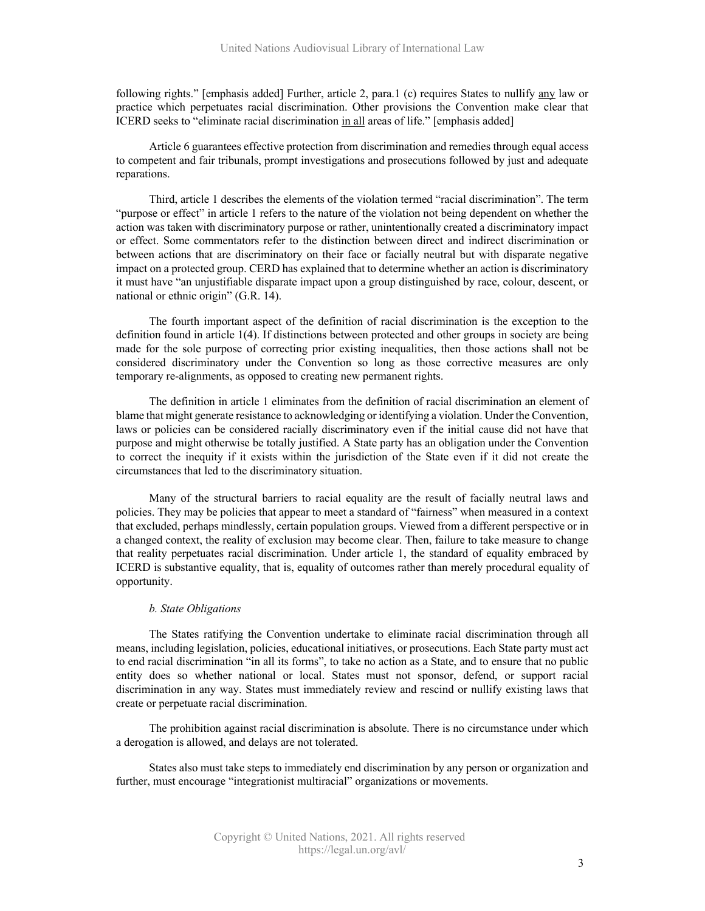following rights." [emphasis added] Further, article 2, para.1 (c) requires States to nullify <u>any</u> law or practice which perpetuates racial discrimination. Other provisions the Convention make clear that ICERD seeks to "eliminate racial discrimination <u>in all</u> areas of life." [emphasis added]

Article 6 guarantees effective protection from discrimination and remedies through equal access to competent and fair tribunals, prompt investigations and prosecutions followed by just and adequate reparations.

Third, article 1 describes the elements of the violation termed "racial discrimination". The term "purpose or effect" in article 1 refers to the nature of the violation not being dependent on whether the action was taken with discriminatory purpose or rather, unintentionally created a discriminatory impact or effect. Some commentators refer to the distinction between direct and indirect discrimination or between actions that are discriminatory on their face or facially neutral but with disparate negative impact on a protected group. CERD has explained that to determine whether an action is discriminatory it must have "an unjustifiable disparate impact upon a group distinguished by race, colour, descent, or national or ethnic origin" (G.R. 14).

The fourth important aspect of the definition of racial discrimination is the exception to the definition found in article 1(4). If distinctions between protected and other groups in society are being made for the sole purpose of correcting prior existing inequalities, then those actions shall not be considered discriminatory under the Convention so long as those corrective measures are only temporary re-alignments, as opposed to creating new permanent rights.

The definition in article 1 eliminates from the definition of racial discrimination an element of blame that might generate resistance to acknowledging or identifying a violation. Under the Convention, laws or policies can be considered racially discriminatory even if the initial cause did not have that purpose and might otherwise be totally justified. A State party has an obligation under the Convention to correct the inequity if it exists within the jurisdiction of the State even if it did not create the circumstances that led to the discriminatory situation.

Many of the structural barriers to racial equality are the result of facially neutral laws and policies. They may be policies that appear to meet a standard of "fairness" when measured in a context that excluded, perhaps mindlessly, certain population groups. Viewed from a different perspective or in a changed context, the reality of exclusion may become clear. Then, failure to take measure to change that reality perpetuates racial discrimination. Under article 1, the standard of equality embraced by ICERD is substantive equality, that is, equality of outcomes rather than merely procedural equality of opportunity.

*b. State Obligations*

The States ratifying the Convention undertake to eliminate racial discrimination through all means, including legislation, policies, educational initiatives, or prosecutions. Each State party must act to end racial discrimination "in all its forms", to take no action as a State, and to ensure that no public entity does so whether national or local. States must not sponsor, defend, or support racial discrimination in any way. States must immediately review and rescind or nullify existing laws that create or perpetuate racial discrimination.

The prohibition against racial discrimination is absolute. There is no circumstance under which a derogation is allowed, and delays are not tolerated.

States also must take steps to immediately end discrimination by any person or organization and further, must encourage "integrationist multiracial" organizations or movements.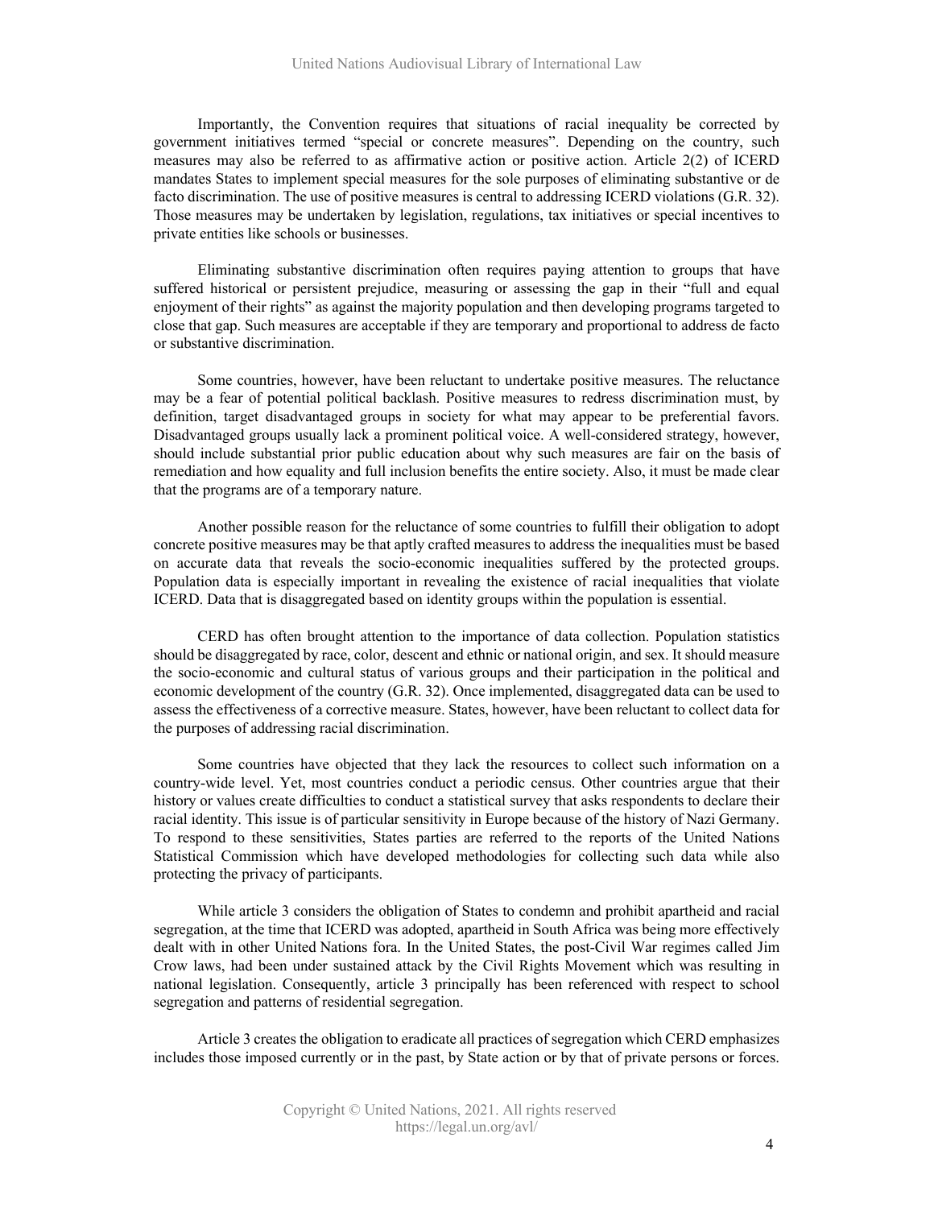Importantly, the Convention requires that situations of racial inequality be corrected by government initiatives termed "special or concrete measures". Depending on the country, such measures may also be referred to as affirmative action or positive action. Article 2(2) of ICERD mandates States to implement special measures for the sole purposes of eliminating substantive or de facto discrimination. The use of positive measures is central to addressing ICERD violations (G.R. 32). Those measures may be undertaken by legislation, regulations, tax initiatives or special incentives to private entities like schools or businesses.

Eliminating substantive discrimination often requires paying attention to groups that have suffered historical or persistent prejudice, measuring or assessing the gap in their "full and equal enjoyment of their rights" as against the majority population and then developing programs targeted to close that gap. Such measures are acceptable if they are temporary and proportional to address de facto or substantive discrimination.

Some countries, however, have been reluctant to undertake positive measures. The reluctance may be a fear of potential political backlash. Positive measures to redress discrimination must, by definition, target disadvantaged groups in society for what may appear to be preferential favors. Disadvantaged groups usually lack a prominent political voice. A well-considered strategy, however, should include substantial prior public education about why such measures are fair on the basis of remediation and how equality and full inclusion benefits the entire society. Also, it must be made clear that the programs are of a temporary nature.

Another possible reason for the reluctance of some countries to fulfill their obligation to adopt concrete positive measures may be that aptly crafted measures to address the inequalities must be based on accurate data that reveals the socio-economic inequalities suffered by the protected groups. Population data is especially important in revealing the existence of racial inequalities that violate ICERD. Data that is disaggregated based on identity groups within the population is essential.

CERD has often brought attention to the importance of data collection. Population statistics should be disaggregated by race, color, descent and ethnic or national origin, and sex. It should measure the socio-economic and cultural status of various groups and their participation in the political and economic development of the country (G.R. 32). Once implemented, disaggregated data can be used to assess the effectiveness of a corrective measure. States, however, have been reluctant to collect data for the purposes of addressing racial discrimination.

Some countries have objected that they lack the resources to collect such information on a country-wide level. Yet, most countries conduct a periodic census. Other countries argue that their history or values create difficulties to conduct a statistical survey that asks respondents to declare their racial identity. This issue is of particular sensitivity in Europe because of the history of Nazi Germany. To respond to these sensitivities, States parties are referred to the reports of the United Nations Statistical Commission which have developed methodologies for collecting such data while also protecting the privacy of participants.

While article 3 considers the obligation of States to condemn and prohibit apartheid and racial segregation, at the time that ICERD was adopted, apartheid in South Africa was being more effectively dealt with in other United Nations fora. In the United States, the post-Civil War regimes called Jim Crow laws, had been under sustained attack by the Civil Rights Movement which was resulting in national legislation. Consequently, article 3 principally has been referenced with respect to school segregation and patterns of residential segregation.

Article 3 creates the obligation to eradicate all practices of segregation which CERD emphasizes includes those imposed currently or in the past, by State action or by that of private persons or forces.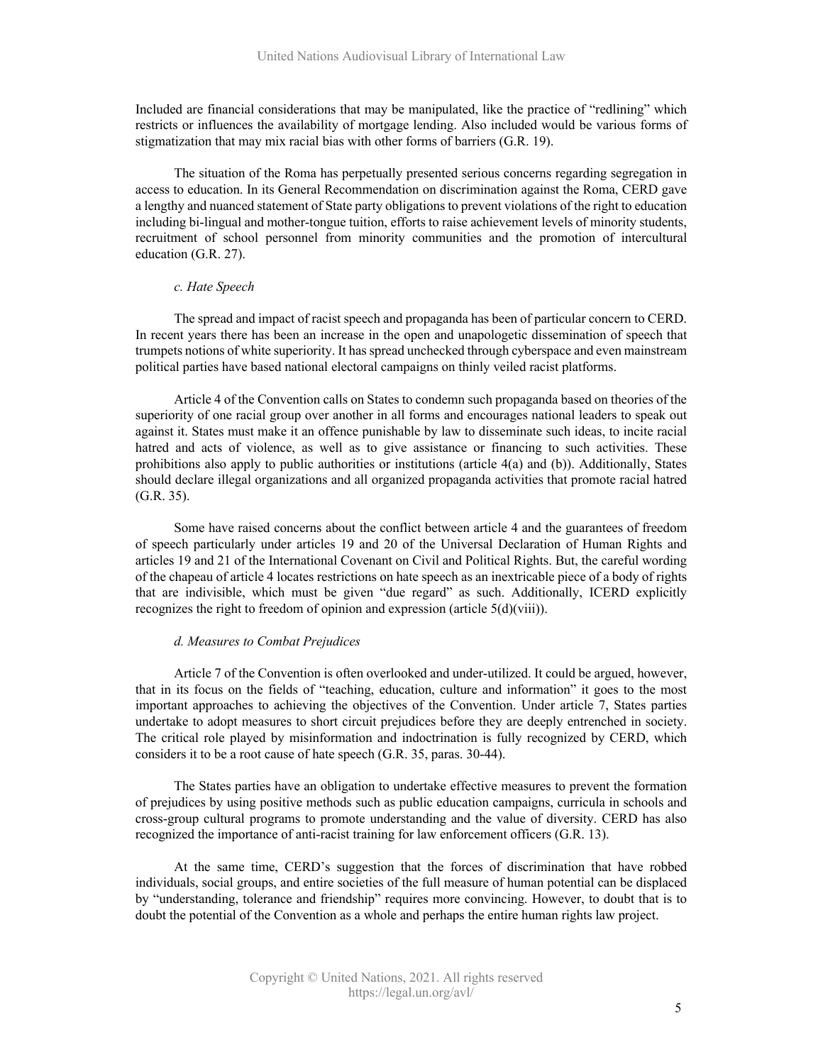Included are financial considerations that may be manipulated, like the practice of "redlining" which restricts or influences the availability of mortgage lending. Also included would be various forms of stigmatization that may mix racial bias with other forms of barriers (G.R. 19).

The situation of the Roma has perpetually presented serious concerns regarding segregation in access to education. In its General Recommendation on discrimination against the Roma, CERD gave a lengthy and nuanced statement of State party obligations to prevent violations of the right to education including bi-lingual and mother-tongue tuition, efforts to raise achievement levels of minority students, recruitment of school personnel from minority communities and the promotion of intercultural education (G.R. 27).

### *c. Hate Speech*

The spread and impact of racist speech and propaganda has been of particular concern to CERD. In recent years there has been an increase in the open and unapologetic dissemination of speech that trumpets notions of white superiority. It has spread unchecked through cyberspace and even mainstream political parties have based national electoral campaigns on thinly veiled racist platforms.

Article 4 of the Convention calls on States to condemn such propaganda based on theories of the superiority of one racial group over another in all forms and encourages national leaders to speak out against it. States must make it an offence punishable by law to disseminate such ideas, to incite racial hatred and acts of violence, as well as to give assistance or financing to such activities. These prohibitions also apply to public authorities or institutions (article 4(a) and (b)). Additionally, States should declare illegal organizations and all organized propaganda activities that promote racial hatred (G.R. 35).

Some have raised concerns about the conflict between article 4 and the guarantees of freedom of speech particularly under articles 19 and 20 of the Universal Declaration of Human Rights and articles 19 and 21 of the International Covenant on Civil and Political Rights. But, the careful wording of the chapeau of article 4 locates restrictions on hate speech as an inextricable piece of a body of rights that are indivisible, which must be given "due regard" as such. Additionally, ICERD explicitly recognizes the right to freedom of opinion and expression (article 5(d)(viii)).

### *d. Measures to Combat Prejudices*

Article 7 of the Convention is often overlooked and under-utilized. It could be argued, however, that in its focus on the fields of "teaching, education, culture and information" it goes to the most important approaches to achieving the objectives of the Convention. Under article 7, States parties undertake to adopt measures to short circuit prejudices before they are deeply entrenched in society. The critical role played by misinformation and indoctrination is fully recognized by CERD, which considers it to be a root cause of hate speech (G.R. 35, paras. 30-44).

The States parties have an obligation to undertake effective measures to prevent the formation of prejudices by using positive methods such as public education campaigns, curricula in schools and cross-group cultural programs to promote understanding and the value of diversity. CERD has also recognized the importance of anti-racist training for law enforcement officers (G.R. 13).

At the same time, CERD's suggestion that the forces of discrimination that have robbed individuals, social groups, and entire societies of the full measure of human potential can be displaced by "understanding, tolerance and friendship" requires more convincing. However, to doubt that is to doubt the potential of the Convention as a whole and perhaps the entire human rights law project.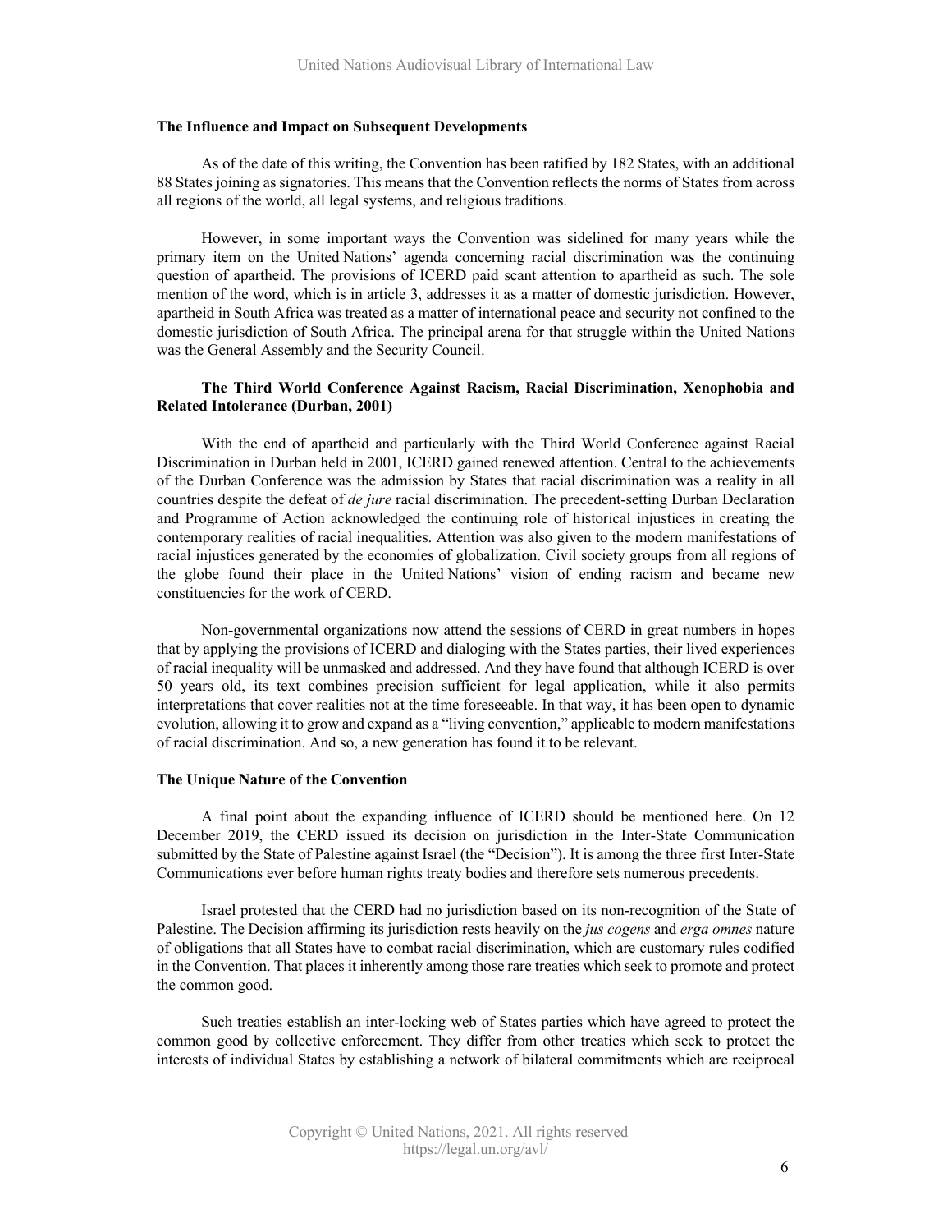**The Influence and Impact on Subsequent Developments**

As of the date of this writing, the Convention has been ratified by 182 States, with an additional 88 States joining as signatories. This means that the Convention reflects the norms of States from across all regions of the world, all legal systems, and religious traditions.

However, in some important ways the Convention was sidelined for many years while the primary item on the United Nations' agenda concerning racial discrimination was the continuing question of apartheid. The provisions of ICERD paid scant attention to apartheid as such. The sole mention of the word, which is in article 3, addresses it as a matter of domestic jurisdiction. However, apartheid in South Africa was treated as a matter of international peace and security not confined to the domestic jurisdiction of South Africa. The principal arena for that struggle within the United Nations was the General Assembly and the Security Council.

**The Third World Conference Against Racism, Racial Discrimination, Xenophobia and Related Intolerance (Durban, 2001)**

With the end of apartheid and particularly with the Third World Conference against Racial Discrimination in Durban held in 2001, ICERD gained renewed attention. Central to the achievements of the Durban Conference was the admission by States that racial discrimination was a reality in all countries despite the defeat of *de jure* racial discrimination. The precedent-setting Durban Declaration and Programme of Action acknowledged the continuing role of historical injustices in creating the contemporary realities of racial inequalities. Attention was also given to the modern manifestations of racial injustices generated by the economies of globalization. Civil society groups from all regions of the globe found their place in the United Nations' vision of ending racism and became new constituencies for the work of CERD.

Non-governmental organizations now attend the sessions of CERD in great numbers in hopes that by applying the provisions of ICERD and dialoging with the States parties, their lived experiences of racial inequality will be unmasked and addressed. And they have found that although ICERD is over 50 years old, its text combines precision sufficient for legal application, while it also permits interpretations that cover realities not at the time foreseeable. In that way, it has been open to dynamic evolution, allowing it to grow and expand as a "living convention," applicable to modern manifestations of racial discrimination. And so, a new generation has found it to be relevant.

**The Unique Nature of the Convention**

A final point about the expanding influence of ICERD should be mentioned here. On 12 December 2019, the CERD issued its decision on jurisdiction in the Inter-State Communication submitted by the State of Palestine against Israel (the "Decision"). It is among the three first Inter-State Communications ever before human rights treaty bodies and therefore sets numerous precedents.

Israel protested that the CERD had no jurisdiction based on its non-recognition of the State of Palestine. The Decision affirming its jurisdiction rests heavily on the *jus cogens* and *erga omnes* nature of obligations that all States have to combat racial discrimination, which are customary rules codified in the Convention. That places it inherently among those rare treaties which seek to promote and protect the common good.

Such treaties establish an inter-locking web of States parties which have agreed to protect the common good by collective enforcement. They differ from other treaties which seek to protect the interests of individual States by establishing a network of bilateral commitments which are reciprocal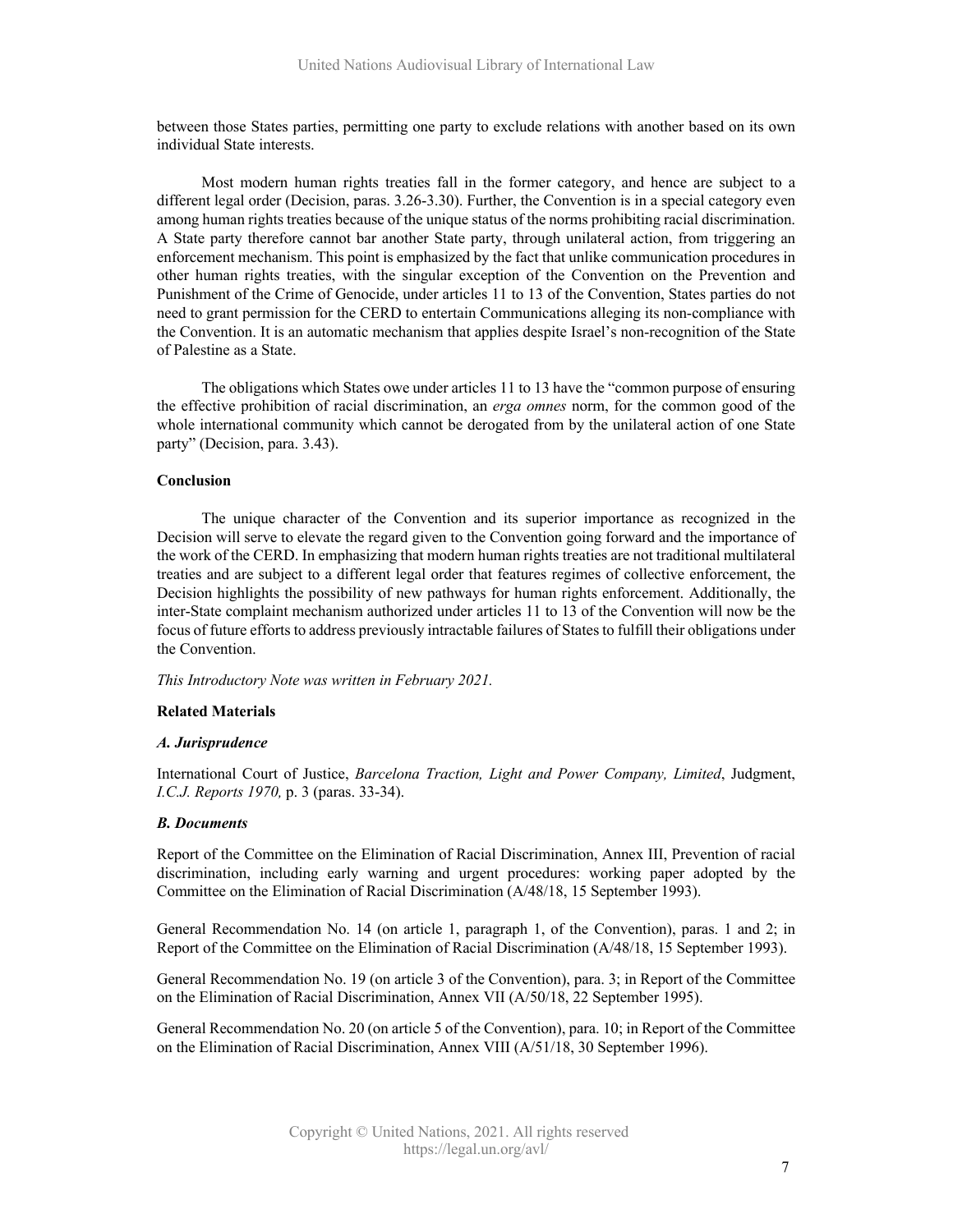between those States parties, permitting one party to exclude relations with another based on its own individual State interests.

Most modern human rights treaties fall in the former category, and hence are subject to a different legal order (Decision, paras. 3.26-3.30). Further, the Convention is in a special category even among human rights treaties because of the unique status of the norms prohibiting racial discrimination. A State party therefore cannot bar another State party, through unilateral action, from triggering an enforcement mechanism. This point is emphasized by the fact that unlike communication procedures in other human rights treaties, with the singular exception of the Convention on the Prevention and Punishment of the Crime of Genocide, under articles 11 to 13 of the Convention, States parties do not need to grant permission for the CERD to entertain Communications alleging its non-compliance with the Convention. It is an automatic mechanism that applies despite Israel's non-recognition of the State of Palestine as a State.

The obligations which States owe under articles 11 to 13 have the "common purpose of ensuring the effective prohibition of racial discrimination, an *erga omnes* norm, for the common good of the whole international community which cannot be derogated from by the unilateral action of one State party" (Decision, para. 3.43).

**Conclusion**

The unique character of the Convention and its superior importance as recognized in the Decision will serve to elevate the regard given to the Convention going forward and the importance of the work of the CERD. In emphasizing that modern human rights treaties are not traditional multilateral treaties and are subject to a different legal order that features regimes of collective enforcement, the Decision highlights the possibility of new pathways for human rights enforcement. Additionally, the inter-State complaint mechanism authorized under articles 11 to 13 of the Convention will now be the focus of future efforts to address previously intractable failures of States to fulfill their obligations under the Convention.

*This Introductory Note was written in February 2021.*

**Related Materials**

***A. Jurisprudence***

International Court of Justice, *Barcelona Traction, Light and Power Company, Limited*, Judgment, *I.C.J. Reports 1970,* p. 3 (paras. 33-34).

***B. Documents***

Report of the Committee on the Elimination of Racial Discrimination, Annex III, Prevention of racial discrimination, including early warning and urgent procedures: working paper adopted by the Committee on the Elimination of Racial Discrimination (A/48/18, 15 September 1993).

General Recommendation No. 14 (on article 1, paragraph 1, of the Convention), paras. 1 and 2; in Report of the Committee on the Elimination of Racial Discrimination (A/48/18, 15 September 1993).

General Recommendation No. 19 (on article 3 of the Convention), para. 3; in Report of the Committee on the Elimination of Racial Discrimination, Annex VII (A/50/18, 22 September 1995).

General Recommendation No. 20 (on article 5 of the Convention), para. 10; in Report of the Committee on the Elimination of Racial Discrimination, Annex VIII (A/51/18, 30 September 1996).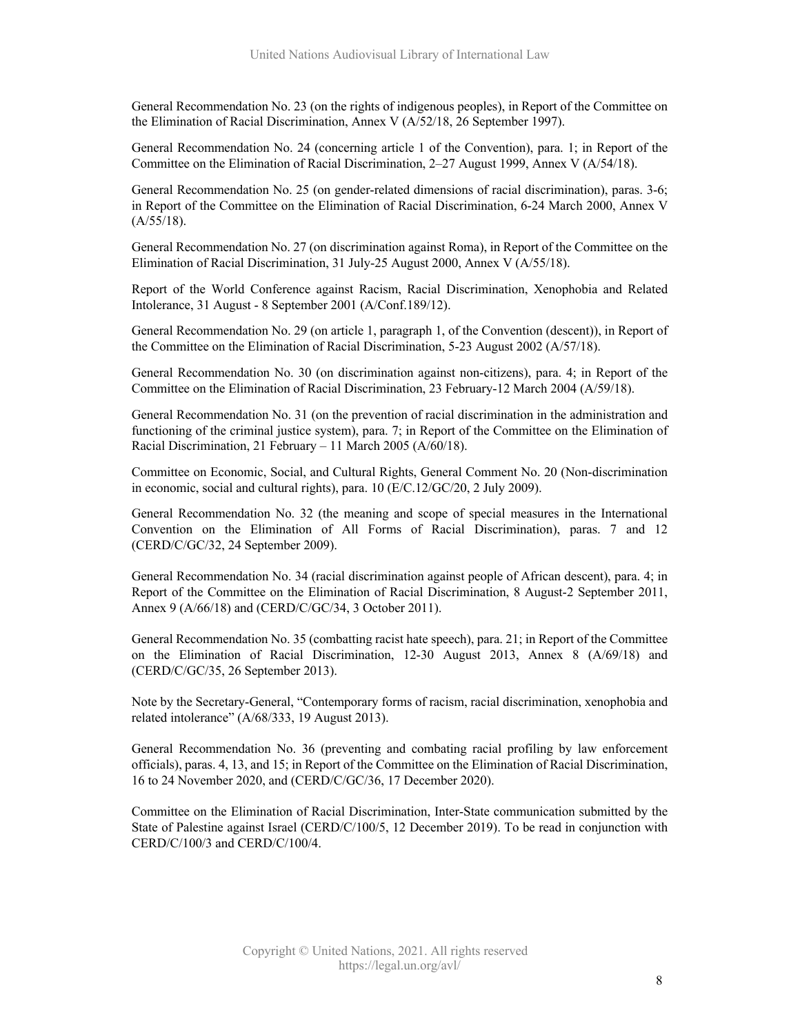General Recommendation No. 23 (on the rights of indigenous peoples), in Report of the Committee on the Elimination of Racial Discrimination, Annex V (A/52/18, 26 September 1997).

General Recommendation No. 24 (concerning article 1 of the Convention), para. 1; in Report of the Committee on the Elimination of Racial Discrimination, 2–27 August 1999, Annex V (A/54/18).

General Recommendation No. 25 (on gender-related dimensions of racial discrimination), paras. 3-6; in Report of the Committee on the Elimination of Racial Discrimination, 6-24 March 2000, Annex V (A/55/18).

General Recommendation No. 27 (on discrimination against Roma), in Report of the Committee on the Elimination of Racial Discrimination, 31 July-25 August 2000, Annex V (A/55/18).

Report of the World Conference against Racism, Racial Discrimination, Xenophobia and Related Intolerance, 31 August - 8 September 2001 (A/Conf.189/12).

General Recommendation No. 29 (on article 1, paragraph 1, of the Convention (descent)), in Report of the Committee on the Elimination of Racial Discrimination, 5-23 August 2002 (A/57/18).

General Recommendation No. 30 (on discrimination against non-citizens), para. 4; in Report of the Committee on the Elimination of Racial Discrimination, 23 February-12 March 2004 (A/59/18).

General Recommendation No. 31 (on the prevention of racial discrimination in the administration and functioning of the criminal justice system), para. 7; in Report of the Committee on the Elimination of Racial Discrimination, 21 February – 11 March 2005 (A/60/18).

Committee on Economic, Social, and Cultural Rights, General Comment No. 20 (Non-discrimination in economic, social and cultural rights), para. 10 (E/C.12/GC/20, 2 July 2009).

General Recommendation No. 32 (the meaning and scope of special measures in the International Convention on the Elimination of All Forms of Racial Discrimination), paras. 7 and 12 (CERD/C/GC/32, 24 September 2009).

General Recommendation No. 34 (racial discrimination against people of African descent), para. 4; in Report of the Committee on the Elimination of Racial Discrimination, 8 August-2 September 2011, Annex 9 (A/66/18) and (CERD/C/GC/34, 3 October 2011).

General Recommendation No. 35 (combatting racist hate speech), para. 21; in Report of the Committee on the Elimination of Racial Discrimination, 12-30 August 2013, Annex 8 (A/69/18) and (CERD/C/GC/35, 26 September 2013).

Note by the Secretary-General, "Contemporary forms of racism, racial discrimination, xenophobia and related intolerance" (A/68/333, 19 August 2013).

General Recommendation No. 36 (preventing and combating racial profiling by law enforcement officials), paras. 4, 13, and 15; in Report of the Committee on the Elimination of Racial Discrimination, 16 to 24 November 2020, and (CERD/C/GC/36, 17 December 2020).

Committee on the Elimination of Racial Discrimination, Inter-State communication submitted by the State of Palestine against Israel (CERD/C/100/5, 12 December 2019). To be read in conjunction with CERD/C/100/3 and CERD/C/100/4.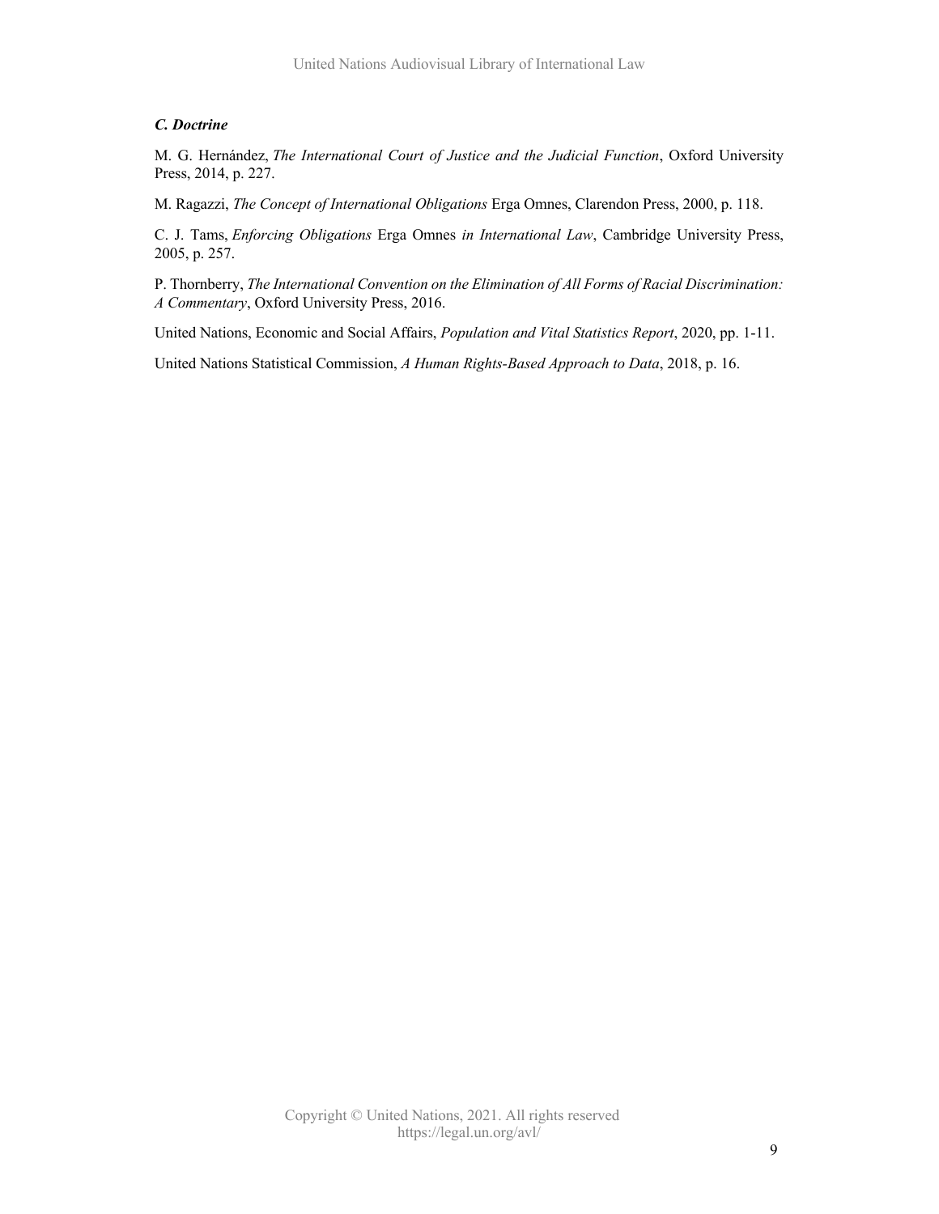### *C. Doctrine*

M. G. Hernández, *The International Court of Justice and the Judicial Function*, Oxford University Press, 2014, p. 227.

M. Ragazzi, *The Concept of International Obligations* Erga Omnes, Clarendon Press, 2000, p. 118.

C. J. Tams, *Enforcing Obligations* Erga Omnes *in International Law*, Cambridge University Press, 2005, p. 257.

P. Thornberry, *The International Convention on the Elimination of All Forms of Racial Discrimination: A Commentary*, Oxford University Press, 2016.

United Nations, Economic and Social Affairs, *Population and Vital Statistics Report*, 2020, pp. 1-11.

United Nations Statistical Commission, *A Human Rights-Based Approach to Data*, 2018, p. 16.